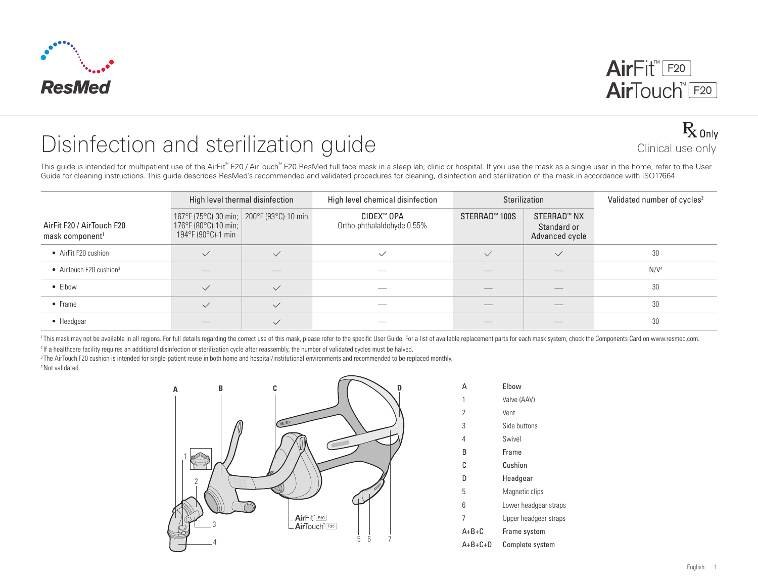ResMed

AirFit™ F20
AirTouch™ F20

# Disinfection and sterilization guide

℞ Only
Clinical use only

This guide is intended for multipatient use of the AirFit™ F20 / AirTouch™ F20 ResMed full face mask in a sleep lab, clinic or hospital. If you use the mask as a single user in the home, refer to the User Guide for cleaning instructions. This guide describes ResMed's recommended and validated procedures for cleaning, disinfection and sterilization of the mask in accordance with ISO17664.

| AirFit F20 / AirTouch F20 mask component[1] | High level thermal disinfection | | High level chemical disinfection | Sterilization | | Validated number of cycles[2] |
|---|---|---|---|---|---|---|
| | 167°F (75°C)-30 min; 176°F (80°C)-10 min; 194°F (90°C)-1 min | 200°F (93°C)-10 min | CIDEX™ OPA Ortho-phthalaldehyde 0.55% | STERRAD™ 100S | STERRAD™ NX Standard or Advanced cycle | |
| • AirFit F20 cushion | ✓ | ✓ | ✓ | ✓ | ✓ | 30 |
| • AirTouch F20 cushion[3] | — | — | — | — | — | N/V[4] |
| • Elbow | ✓ | ✓ | — | — | — | 30 |
| • Frame | ✓ | ✓ | — | — | — | 30 |
| • Headgear | — | ✓ | — | — | — | 30 |

[1] This mask may not be available in all regions. For full details regarding the correct use of this mask, please refer to the specific User Guide. For a list of available replacement parts for each mask system, check the Components Card on www.resmed.com.

[2] If a healthcare facility requires an additional disinfection or sterilization cycle after reassembly, the number of validated cycles must be halved.

[3] The AirTouch F20 cushion is intended for single-patient reuse in both home and hospital/institutional environments and recommended to be replaced monthly.

[4] Not validated.

| | |
|---|---|
| A | Elbow |
| 1 | Valve (AAV) |
| 2 | Vent |
| 3 | Side buttons |
| 4 | Swivel |
| B | Frame |
| C | Cushion |
| D | Headgear |
| 5 | Magnetic clips |
| 6 | Lower headgear straps |
| 7 | Upper headgear straps |
| A+B+C | Frame system |
| A+B+C+D | Complete system |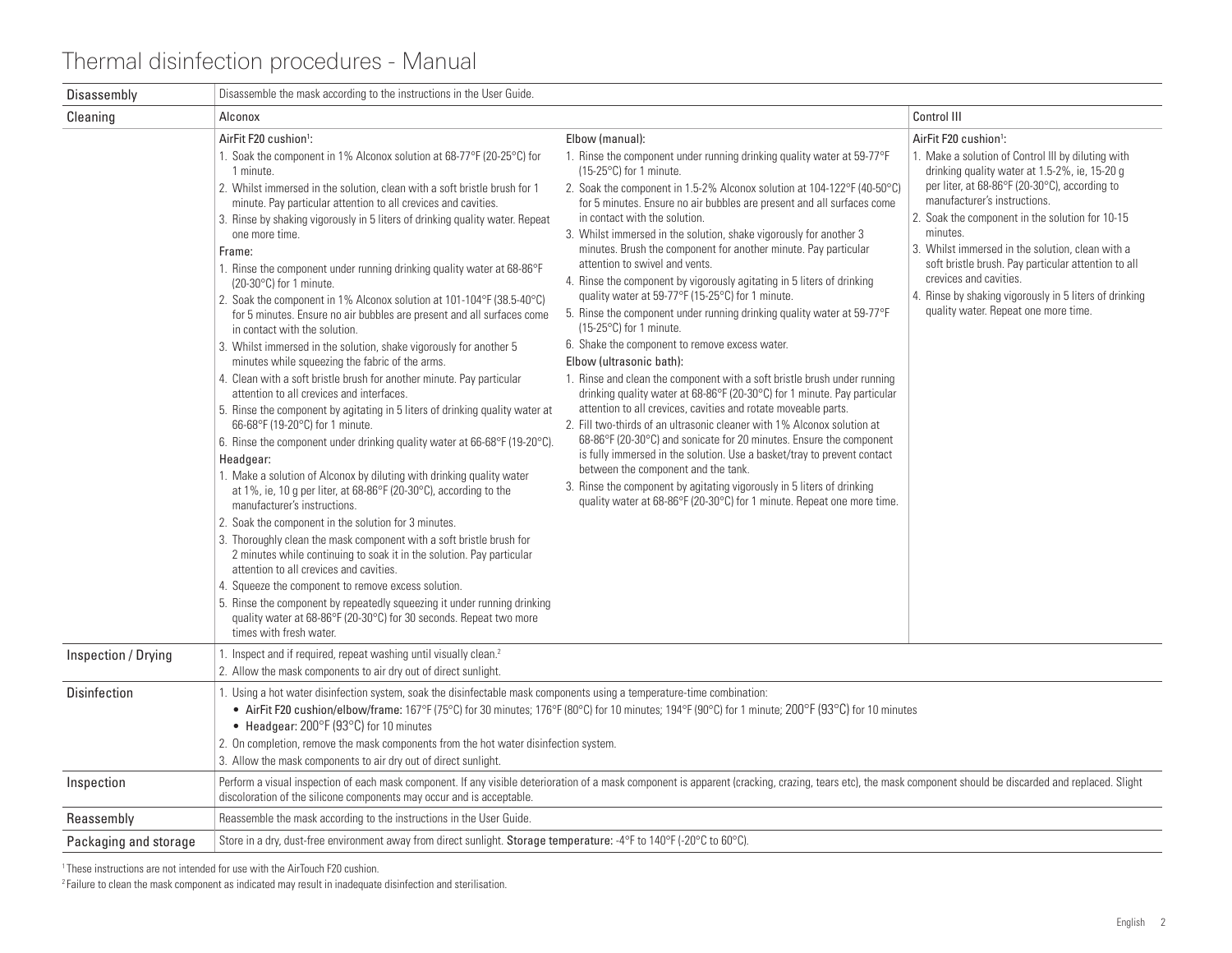# Thermal disinfection procedures - Manual

| | | | |
|---|---|---|---|
| Disassembly | Disassemble the mask according to the instructions in the User Guide. | | |
| Cleaning | Alconox | | Control III |
| | AirFit F20 cushion[1]:<br>1. Soak the component in 1% Alconox solution at 68-77°F (20-25°C) for 1 minute.<br>2. Whilst immersed in the solution, clean with a soft bristle brush for 1 minute. Pay particular attention to all crevices and cavities.<br>3. Rinse by shaking vigorously in 5 liters of drinking quality water. Repeat one more time.<br>Frame:<br>1. Rinse the component under running drinking quality water at 68-86°F (20-30°C) for 1 minute.<br>2. Soak the component in 1% Alconox solution at 101-104°F (38.5-40°C) for 5 minutes. Ensure no air bubbles are present and all surfaces come in contact with the solution.<br>3. Whilst immersed in the solution, shake vigorously for another 5 minutes while squeezing the fabric of the arms.<br>4. Clean with a soft bristle brush for another minute. Pay particular attention to all crevices and interfaces.<br>5. Rinse the component by agitating in 5 liters of drinking quality water at 66-68°F (19-20°C) for 1 minute.<br>6. Rinse the component under drinking quality water at 66-68°F (19-20°C).<br>Headgear:<br>1. Make a solution of Alconox by diluting with drinking quality water at 1%, ie, 10 g per liter, at 68-86°F (20-30°C), according to the manufacturer's instructions.<br>2. Soak the component in the solution for 3 minutes.<br>3. Thoroughly clean the mask component with a soft bristle brush for 2 minutes while continuing to soak it in the solution. Pay particular attention to all crevices and cavities.<br>4. Squeeze the component to remove excess solution.<br>5. Rinse the component by repeatedly squeezing it under running drinking quality water at 68-86°F (20-30°C) for 30 seconds. Repeat two more times with fresh water. | Elbow (manual):<br>1. Rinse the component under running drinking quality water at 59-77°F (15-25°C) for 1 minute.<br>2. Soak the component in 1.5-2% Alconox solution at 104-122°F (40-50°C) for 5 minutes. Ensure no air bubbles are present and all surfaces come in contact with the solution.<br>3. Whilst immersed in the solution, shake vigorously for another 3 minutes. Brush the component for another minute. Pay particular attention to swivel and vents.<br>4. Rinse the component by vigorously agitating in 5 liters of drinking quality water at 59-77°F (15-25°C) for 1 minute.<br>5. Rinse the component under running drinking quality water at 59-77°F (15-25°C) for 1 minute.<br>6. Shake the component to remove excess water.<br>Elbow (ultrasonic bath):<br>1. Rinse and clean the component with a soft bristle brush under running drinking quality water at 68-86°F (20-30°C) for 1 minute. Pay particular attention to all crevices, cavities and rotate moveable parts.<br>2. Fill two-thirds of an ultrasonic cleaner with 1% Alconox solution at 68-86°F (20-30°C) and sonicate for 20 minutes. Ensure the component is fully immersed in the solution. Use a basket/tray to prevent contact between the component and the tank.<br>3. Rinse the component by agitating vigorously in 5 liters of drinking quality water at 68-86°F (20-30°C) for 1 minute. Repeat one more time. | AirFit F20 cushion[1]:<br>1. Make a solution of Control III by diluting with drinking quality water at 1.5-2%, ie, 15-20 g per liter, at 68-86°F (20-30°C), according to manufacturer's instructions.<br>2. Soak the component in the solution for 10-15 minutes.<br>3. Whilst immersed in the solution, clean with a soft bristle brush. Pay particular attention to all crevices and cavities.<br>4. Rinse by shaking vigorously in 5 liters of drinking quality water. Repeat one more time. |
| Inspection / Drying | 1. Inspect and if required, repeat washing until visually clean.[2]<br>2. Allow the mask components to air dry out of direct sunlight. | | |
| Disinfection | 1. Using a hot water disinfection system, soak the disinfectable mask components using a temperature-time combination:<br>• **AirFit F20 cushion/elbow/frame:** 167°F (75°C) for 30 minutes; 176°F (80°C) for 10 minutes; 194°F (90°C) for 1 minute; 200°F (93°C) for 10 minutes<br>• **Headgear:** 200°F (93°C) for 10 minutes<br>2. On completion, remove the mask components from the hot water disinfection system.<br>3. Allow the mask components to air dry out of direct sunlight. | | |
| Inspection | Perform a visual inspection of each mask component. If any visible deterioration of a mask component is apparent (cracking, crazing, tears etc), the mask component should be discarded and replaced. Slight discoloration of the silicone components may occur and is acceptable. | | |
| Reassembly | Reassemble the mask according to the instructions in the User Guide. | | |
| Packaging and storage | Store in a dry, dust-free environment away from direct sunlight. **Storage temperature:** -4°F to 140°F (-20°C to 60°C). | | |

[1] These instructions are not intended for use with the AirTouch F20 cushion.

[2] Failure to clean the mask component as indicated may result in inadequate disinfection and sterilisation.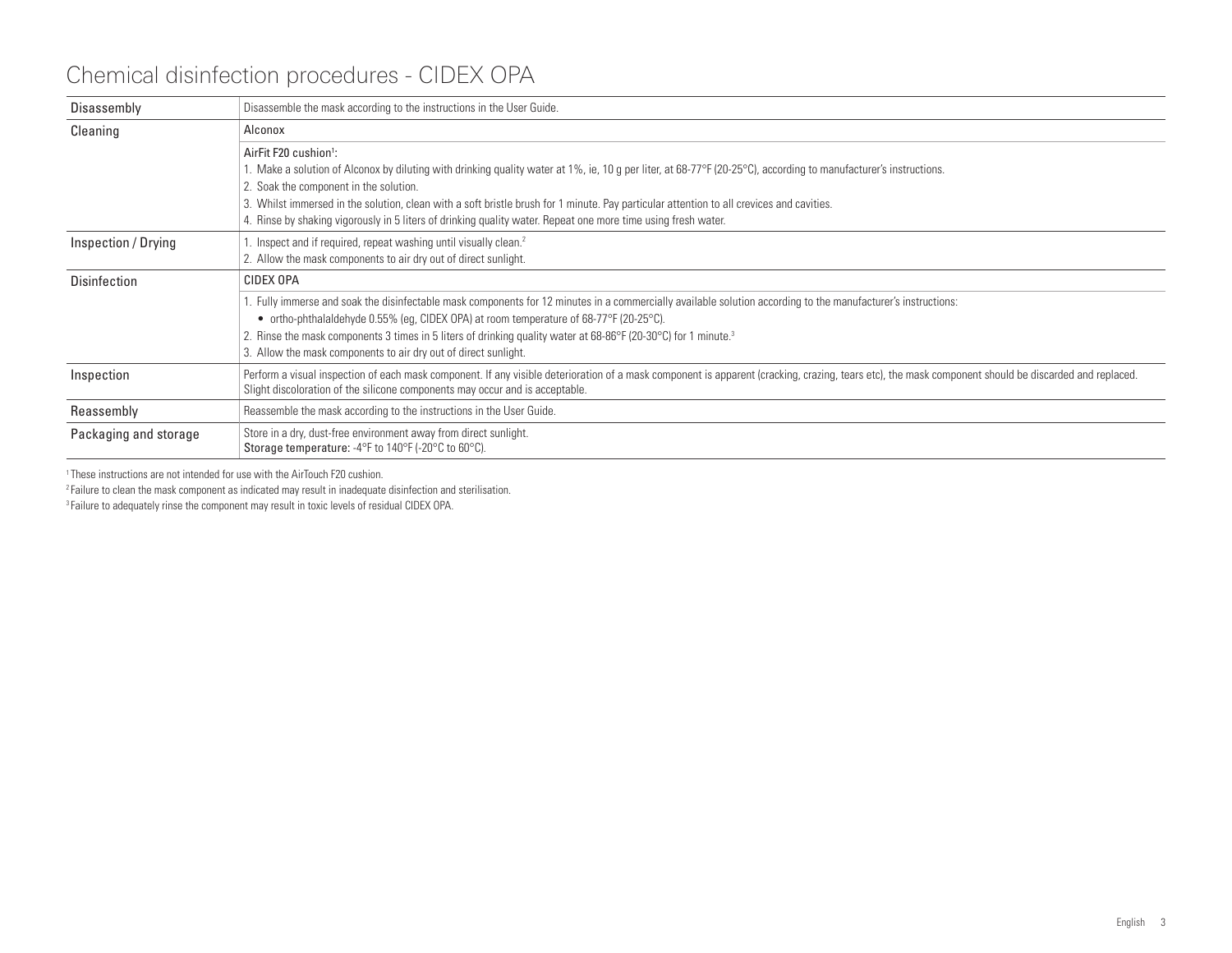# Chemical disinfection procedures - CIDEX OPA

| | |
|---|---|
| Disassembly | Disassemble the mask according to the instructions in the User Guide. |
| Cleaning | Alconox |
| | AirFit F20 cushion[1]:<br>1. Make a solution of Alconox by diluting with drinking quality water at 1%, ie, 10 g per liter, at 68-77°F (20-25°C), according to manufacturer's instructions.<br>2. Soak the component in the solution.<br>3. Whilst immersed in the solution, clean with a soft bristle brush for 1 minute. Pay particular attention to all crevices and cavities.<br>4. Rinse by shaking vigorously in 5 liters of drinking quality water. Repeat one more time using fresh water. |
| Inspection / Drying | 1. Inspect and if required, repeat washing until visually clean.[2]<br>2. Allow the mask components to air dry out of direct sunlight. |
| Disinfection | CIDEX OPA |
| | 1. Fully immerse and soak the disinfectable mask components for 12 minutes in a commercially available solution according to the manufacturer's instructions:<br>• ortho-phthalaldehyde 0.55% (eg, CIDEX OPA) at room temperature of 68-77°F (20-25°C).<br>2. Rinse the mask components 3 times in 5 liters of drinking quality water at 68-86°F (20-30°C) for 1 minute.[3]<br>3. Allow the mask components to air dry out of direct sunlight. |
| Inspection | Perform a visual inspection of each mask component. If any visible deterioration of a mask component is apparent (cracking, crazing, tears etc), the mask component should be discarded and replaced. Slight discoloration of the silicone components may occur and is acceptable. |
| Reassembly | Reassemble the mask according to the instructions in the User Guide. |
| Packaging and storage | Store in a dry, dust-free environment away from direct sunlight.<br>**Storage temperature:** -4°F to 140°F (-20°C to 60°C). |

[1] These instructions are not intended for use with the AirTouch F20 cushion.

[2] Failure to clean the mask component as indicated may result in inadequate disinfection and sterilisation.

[3] Failure to adequately rinse the component may result in toxic levels of residual CIDEX OPA.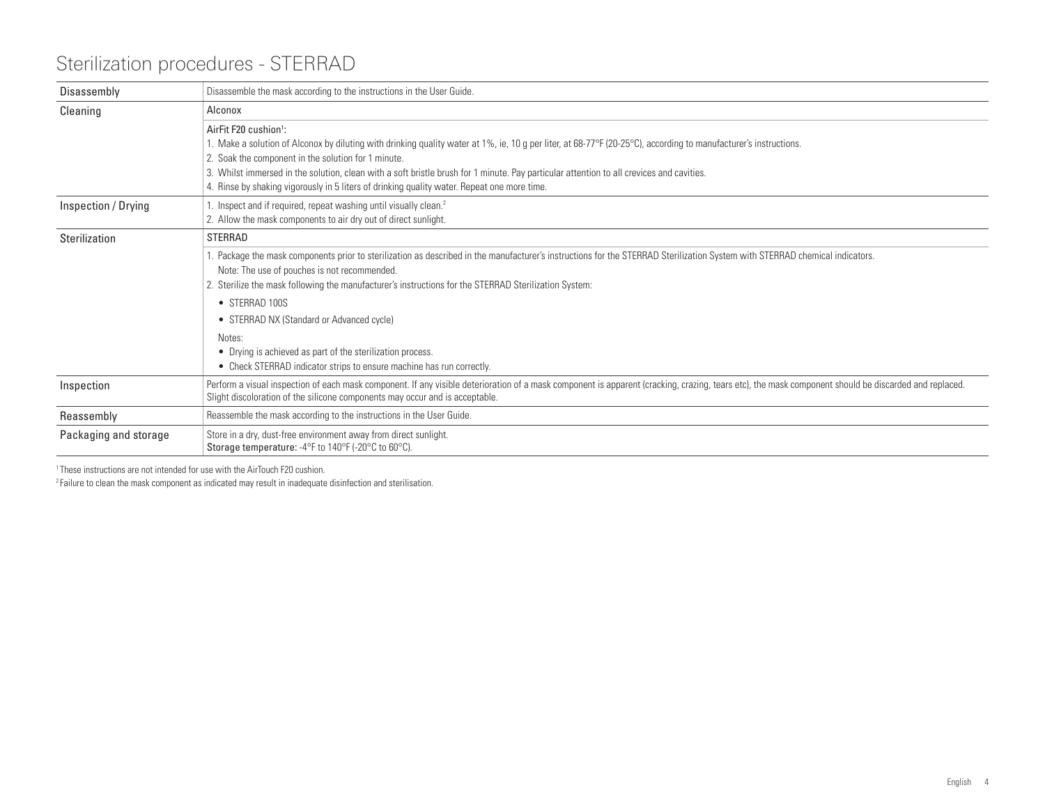## Sterilization procedures - STERRAD

| | |
|---|---|
| Disassembly | Disassemble the mask according to the instructions in the User Guide. |
| Cleaning | **Alconox** |
| | AirFit F20 cushion[1]:<br>1. Make a solution of Alconox by diluting with drinking quality water at 1%, ie, 10 g per liter, at 68-77°F (20-25°C), according to manufacturer's instructions.<br>2. Soak the component in the solution for 1 minute.<br>3. Whilst immersed in the solution, clean with a soft bristle brush for 1 minute. Pay particular attention to all crevices and cavities.<br>4. Rinse by shaking vigorously in 5 liters of drinking quality water. Repeat one more time. |
| Inspection / Drying | 1. Inspect and if required, repeat washing until visually clean.[2]<br>2. Allow the mask components to air dry out of direct sunlight. |
| Sterilization | **STERRAD** |
| | 1. Package the mask components prior to sterilization as described in the manufacturer's instructions for the STERRAD Sterilization System with STERRAD chemical indicators.<br>Note: The use of pouches is not recommended.<br>2. Sterilize the mask following the manufacturer's instructions for the STERRAD Sterilization System:<br>• STERRAD 100S<br>• STERRAD NX (Standard or Advanced cycle)<br>Notes:<br>• Drying is achieved as part of the sterilization process.<br>• Check STERRAD indicator strips to ensure machine has run correctly. |
| Inspection | Perform a visual inspection of each mask component. If any visible deterioration of a mask component is apparent (cracking, crazing, tears etc), the mask component should be discarded and replaced. Slight discoloration of the silicone components may occur and is acceptable. |
| Reassembly | Reassemble the mask according to the instructions in the User Guide. |
| Packaging and storage | Store in a dry, dust-free environment away from direct sunlight.<br>**Storage temperature:** -4°F to 140°F (-20°C to 60°C). |

[1] These instructions are not intended for use with the AirTouch F20 cushion.

[2] Failure to clean the mask component as indicated may result in inadequate disinfection and sterilisation.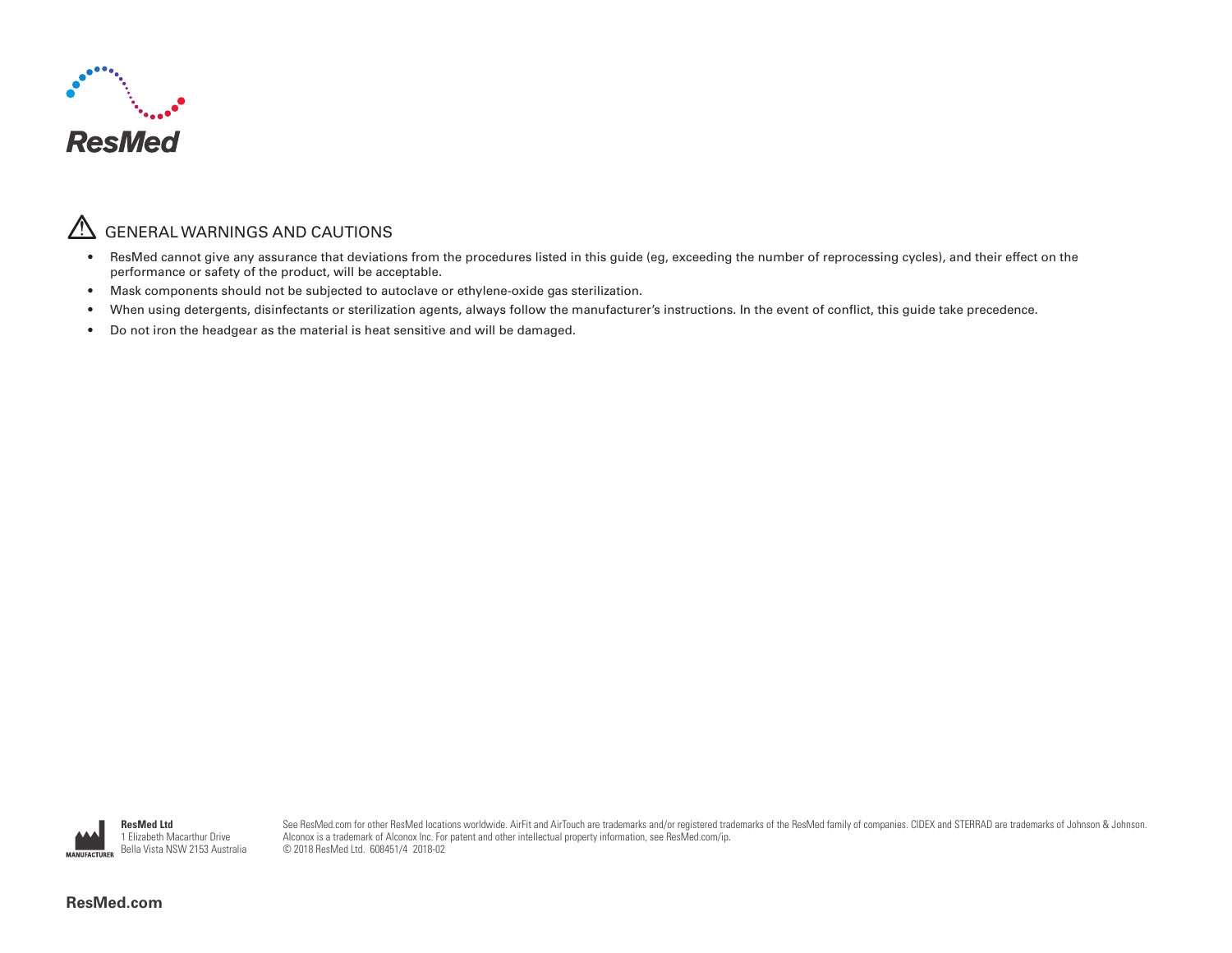ResMed

## ⚠ GENERAL WARNINGS AND CAUTIONS

- ResMed cannot give any assurance that deviations from the procedures listed in this guide (eg, exceeding the number of reprocessing cycles), and their effect on the performance or safety of the product, will be acceptable.
- Mask components should not be subjected to autoclave or ethylene-oxide gas sterilization.
- When using detergents, disinfectants or sterilization agents, always follow the manufacturer's instructions. In the event of conflict, this guide take precedence.
- Do not iron the headgear as the material is heat sensitive and will be damaged.

MANUFACTURER
**ResMed Ltd**
1 Elizabeth Macarthur Drive
Bella Vista NSW 2153 Australia

See ResMed.com for other ResMed locations worldwide. AirFit and AirTouch are trademarks and/or registered trademarks of the ResMed family of companies. CIDEX and STERRAD are trademarks of Johnson & Johnson. Alconox is a trademark of Alconox Inc. For patent and other intellectual property information, see ResMed.com/ip.
© 2018 ResMed Ltd. 608451/4 2018-02

**ResMed.com**